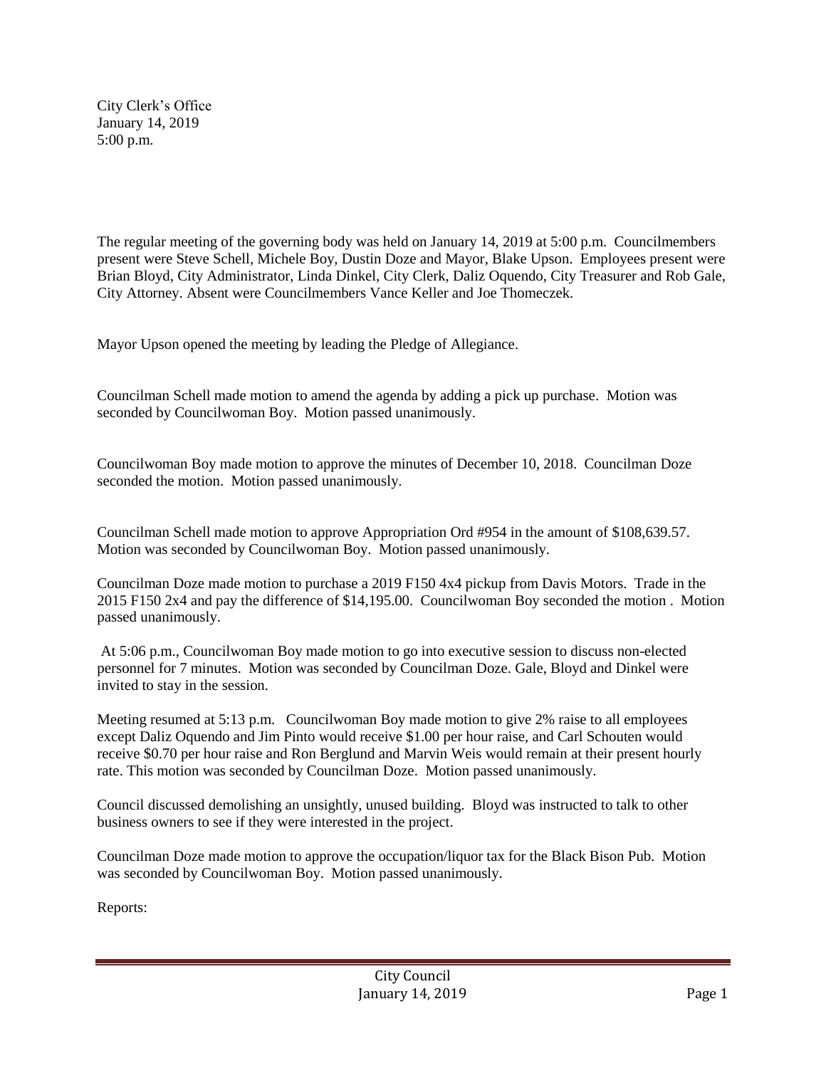City Clerk's Office
January 14, 2019
5:00 p.m.

The regular meeting of the governing body was held on January 14, 2019 at 5:00 p.m. Councilmembers present were Steve Schell, Michele Boy, Dustin Doze and Mayor, Blake Upson. Employees present were Brian Bloyd, City Administrator, Linda Dinkel, City Clerk, Daliz Oquendo, City Treasurer and Rob Gale, City Attorney. Absent were Councilmembers Vance Keller and Joe Thomeczek.

Mayor Upson opened the meeting by leading the Pledge of Allegiance.

Councilman Schell made motion to amend the agenda by adding a pick up purchase. Motion was seconded by Councilwoman Boy. Motion passed unanimously.

Councilwoman Boy made motion to approve the minutes of December 10, 2018. Councilman Doze seconded the motion. Motion passed unanimously.

Councilman Schell made motion to approve Appropriation Ord #954 in the amount of $108,639.57. Motion was seconded by Councilwoman Boy. Motion passed unanimously.

Councilman Doze made motion to purchase a 2019 F150 4x4 pickup from Davis Motors. Trade in the 2015 F150 2x4 and pay the difference of $14,195.00. Councilwoman Boy seconded the motion . Motion passed unanimously.

At 5:06 p.m., Councilwoman Boy made motion to go into executive session to discuss non-elected personnel for 7 minutes. Motion was seconded by Councilman Doze. Gale, Bloyd and Dinkel were invited to stay in the session.

Meeting resumed at 5:13 p.m. Councilwoman Boy made motion to give 2% raise to all employees except Daliz Oquendo and Jim Pinto would receive $1.00 per hour raise, and Carl Schouten would receive $0.70 per hour raise and Ron Berglund and Marvin Weis would remain at their present hourly rate. This motion was seconded by Councilman Doze. Motion passed unanimously.

Council discussed demolishing an unsightly, unused building. Bloyd was instructed to talk to other business owners to see if they were interested in the project.

Councilman Doze made motion to approve the occupation/liquor tax for the Black Bison Pub. Motion was seconded by Councilwoman Boy. Motion passed unanimously.

Reports: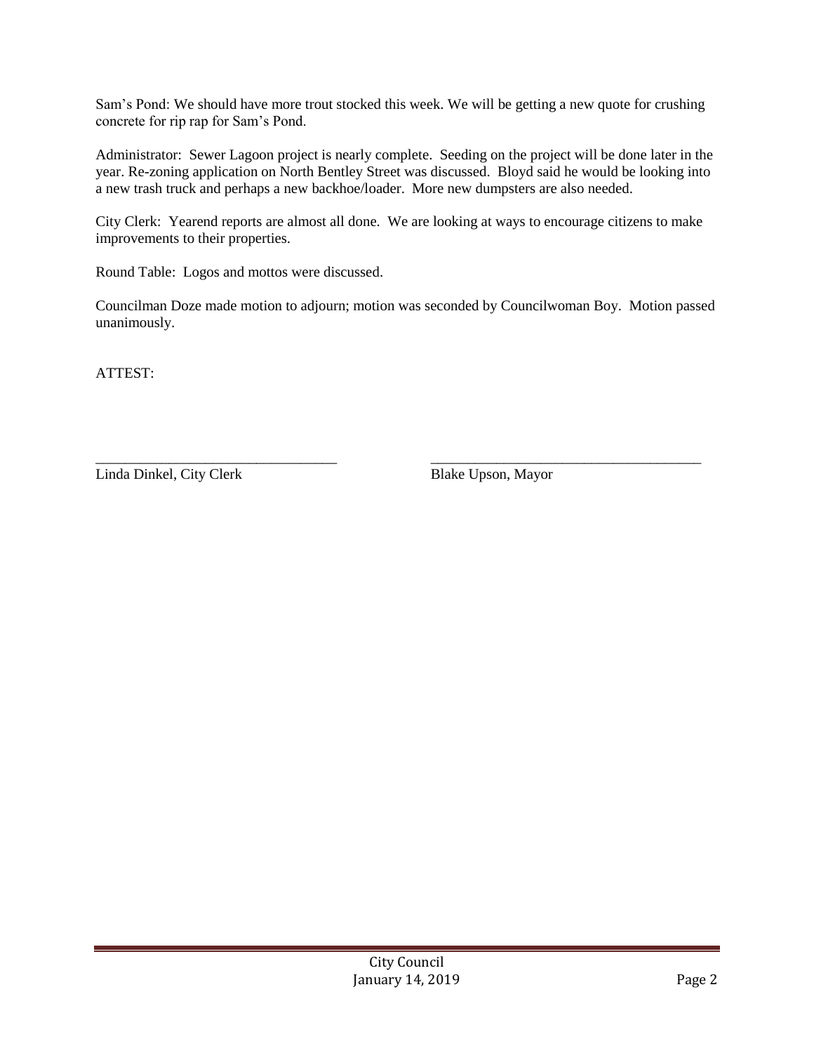Sam's Pond: We should have more trout stocked this week. We will be getting a new quote for crushing concrete for rip rap for Sam's Pond.

Administrator: Sewer Lagoon project is nearly complete. Seeding on the project will be done later in the year. Re-zoning application on North Bentley Street was discussed. Bloyd said he would be looking into a new trash truck and perhaps a new backhoe/loader. More new dumpsters are also needed.

City Clerk: Yearend reports are almost all done. We are looking at ways to encourage citizens to make improvements to their properties.

Round Table: Logos and mottos were discussed.

Councilman Doze made motion to adjourn; motion was seconded by Councilwoman Boy. Motion passed unanimously.

ATTEST:

\_\_\_\_\_\_\_\_\_\_\_\_\_\_\_\_\_\_\_\_\_\_\_\_\_\_\_\_\_\_\_\_\_\_ \_\_\_\_\_\_\_\_\_\_\_\_\_\_\_\_\_\_\_\_\_\_\_\_\_\_\_\_\_\_\_\_\_\_\_\_\_\_

Linda Dinkel, City Clerk Blake Upson, Mayor